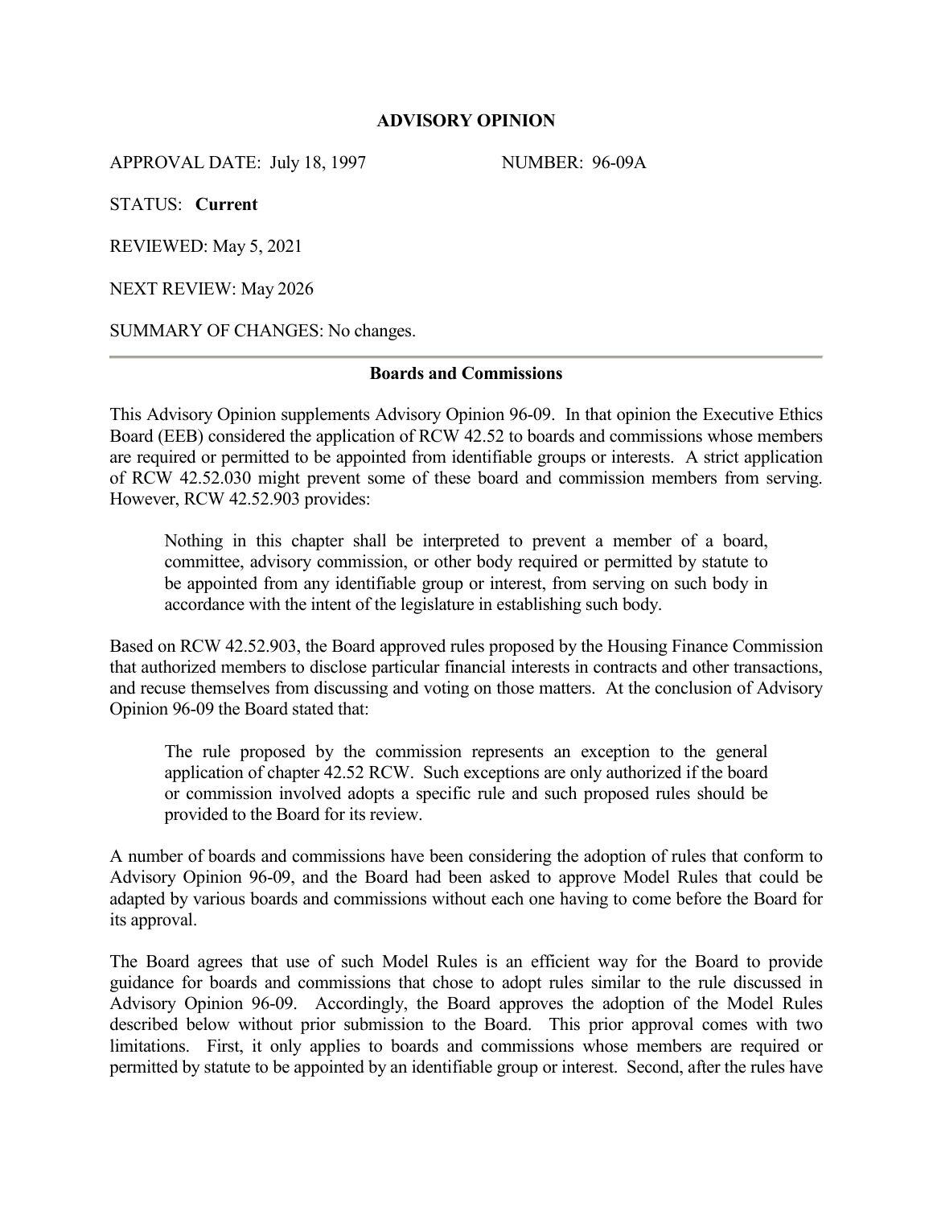**ADVISORY OPINION**

APPROVAL DATE: July 18, 1997 NUMBER: 96-09A

STATUS: **Current**

REVIEWED: May 5, 2021

NEXT REVIEW: May 2026

SUMMARY OF CHANGES: No changes.

---

**Boards and Commissions**

This Advisory Opinion supplements Advisory Opinion 96-09. In that opinion the Executive Ethics Board (EEB) considered the application of RCW 42.52 to boards and commissions whose members are required or permitted to be appointed from identifiable groups or interests. A strict application of RCW 42.52.030 might prevent some of these board and commission members from serving. However, RCW 42.52.903 provides:

> Nothing in this chapter shall be interpreted to prevent a member of a board, committee, advisory commission, or other body required or permitted by statute to be appointed from any identifiable group or interest, from serving on such body in accordance with the intent of the legislature in establishing such body.

Based on RCW 42.52.903, the Board approved rules proposed by the Housing Finance Commission that authorized members to disclose particular financial interests in contracts and other transactions, and recuse themselves from discussing and voting on those matters. At the conclusion of Advisory Opinion 96-09 the Board stated that:

> The rule proposed by the commission represents an exception to the general application of chapter 42.52 RCW. Such exceptions are only authorized if the board or commission involved adopts a specific rule and such proposed rules should be provided to the Board for its review.

A number of boards and commissions have been considering the adoption of rules that conform to Advisory Opinion 96-09, and the Board had been asked to approve Model Rules that could be adapted by various boards and commissions without each one having to come before the Board for its approval.

The Board agrees that use of such Model Rules is an efficient way for the Board to provide guidance for boards and commissions that chose to adopt rules similar to the rule discussed in Advisory Opinion 96-09. Accordingly, the Board approves the adoption of the Model Rules described below without prior submission to the Board. This prior approval comes with two limitations. First, it only applies to boards and commissions whose members are required or permitted by statute to be appointed by an identifiable group or interest. Second, after the rules have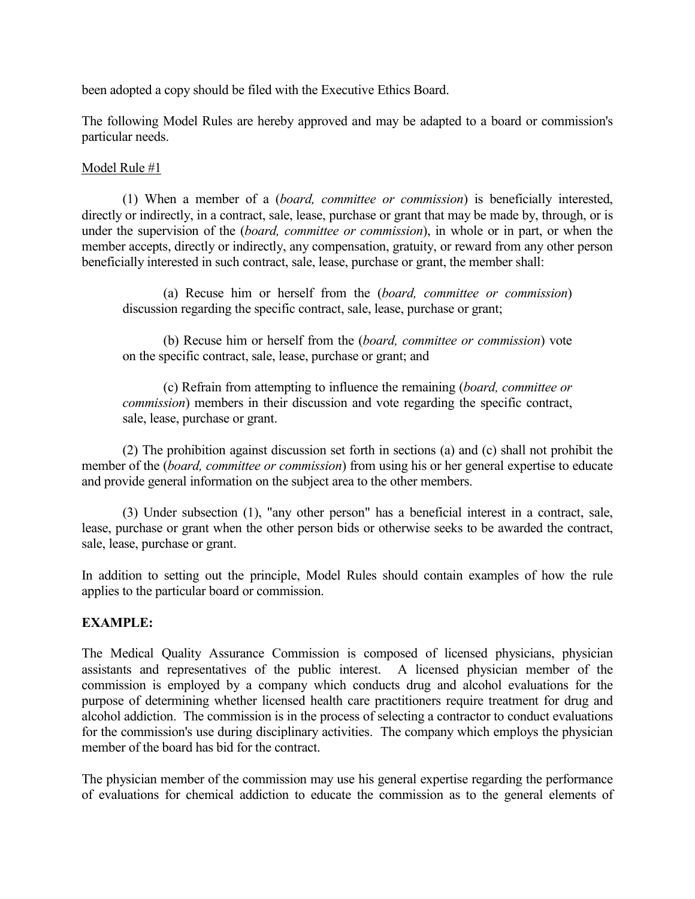been adopted a copy should be filed with the Executive Ethics Board.

The following Model Rules are hereby approved and may be adapted to a board or commission's particular needs.

Model Rule #1

(1) When a member of a (*board, committee or commission*) is beneficially interested, directly or indirectly, in a contract, sale, lease, purchase or grant that may be made by, through, or is under the supervision of the (*board, committee or commission*), in whole or in part, or when the member accepts, directly or indirectly, any compensation, gratuity, or reward from any other person beneficially interested in such contract, sale, lease, purchase or grant, the member shall:

> (a) Recuse him or herself from the (*board, committee or commission*) discussion regarding the specific contract, sale, lease, purchase or grant;
>
> (b) Recuse him or herself from the (*board, committee or commission*) vote on the specific contract, sale, lease, purchase or grant; and
>
> (c) Refrain from attempting to influence the remaining (*board, committee or commission*) members in their discussion and vote regarding the specific contract, sale, lease, purchase or grant.

(2) The prohibition against discussion set forth in sections (a) and (c) shall not prohibit the member of the (*board, committee or commission*) from using his or her general expertise to educate and provide general information on the subject area to the other members.

(3) Under subsection (1), "any other person" has a beneficial interest in a contract, sale, lease, purchase or grant when the other person bids or otherwise seeks to be awarded the contract, sale, lease, purchase or grant.

In addition to setting out the principle, Model Rules should contain examples of how the rule applies to the particular board or commission.

**EXAMPLE:**

The Medical Quality Assurance Commission is composed of licensed physicians, physician assistants and representatives of the public interest. A licensed physician member of the commission is employed by a company which conducts drug and alcohol evaluations for the purpose of determining whether licensed health care practitioners require treatment for drug and alcohol addiction. The commission is in the process of selecting a contractor to conduct evaluations for the commission's use during disciplinary activities. The company which employs the physician member of the board has bid for the contract.

The physician member of the commission may use his general expertise regarding the performance of evaluations for chemical addiction to educate the commission as to the general elements of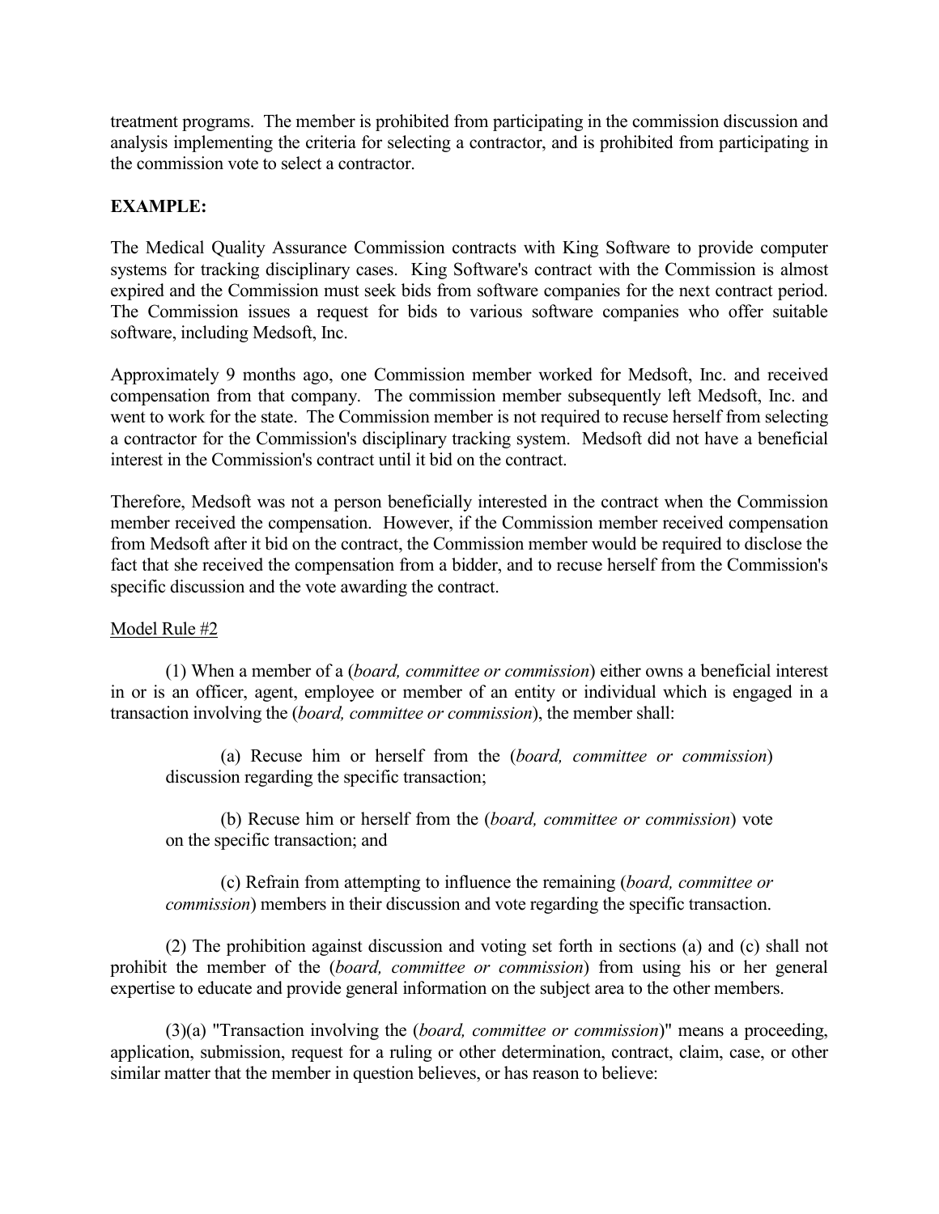treatment programs. The member is prohibited from participating in the commission discussion and analysis implementing the criteria for selecting a contractor, and is prohibited from participating in the commission vote to select a contractor.

**EXAMPLE:**

The Medical Quality Assurance Commission contracts with King Software to provide computer systems for tracking disciplinary cases. King Software's contract with the Commission is almost expired and the Commission must seek bids from software companies for the next contract period. The Commission issues a request for bids to various software companies who offer suitable software, including Medsoft, Inc.

Approximately 9 months ago, one Commission member worked for Medsoft, Inc. and received compensation from that company. The commission member subsequently left Medsoft, Inc. and went to work for the state. The Commission member is not required to recuse herself from selecting a contractor for the Commission's disciplinary tracking system. Medsoft did not have a beneficial interest in the Commission's contract until it bid on the contract.

Therefore, Medsoft was not a person beneficially interested in the contract when the Commission member received the compensation. However, if the Commission member received compensation from Medsoft after it bid on the contract, the Commission member would be required to disclose the fact that she received the compensation from a bidder, and to recuse herself from the Commission's specific discussion and the vote awarding the contract.

<u>Model Rule #2</u>

(1) When a member of a (*board, committee or commission*) either owns a beneficial interest in or is an officer, agent, employee or member of an entity or individual which is engaged in a transaction involving the (*board, committee or commission*), the member shall:

(a) Recuse him or herself from the (*board, committee or commission*) discussion regarding the specific transaction;

(b) Recuse him or herself from the (*board, committee or commission*) vote on the specific transaction; and

(c) Refrain from attempting to influence the remaining (*board, committee or commission*) members in their discussion and vote regarding the specific transaction.

(2) The prohibition against discussion and voting set forth in sections (a) and (c) shall not prohibit the member of the (*board, committee or commission*) from using his or her general expertise to educate and provide general information on the subject area to the other members.

(3)(a) "Transaction involving the (*board, committee or commission*)" means a proceeding, application, submission, request for a ruling or other determination, contract, claim, case, or other similar matter that the member in question believes, or has reason to believe: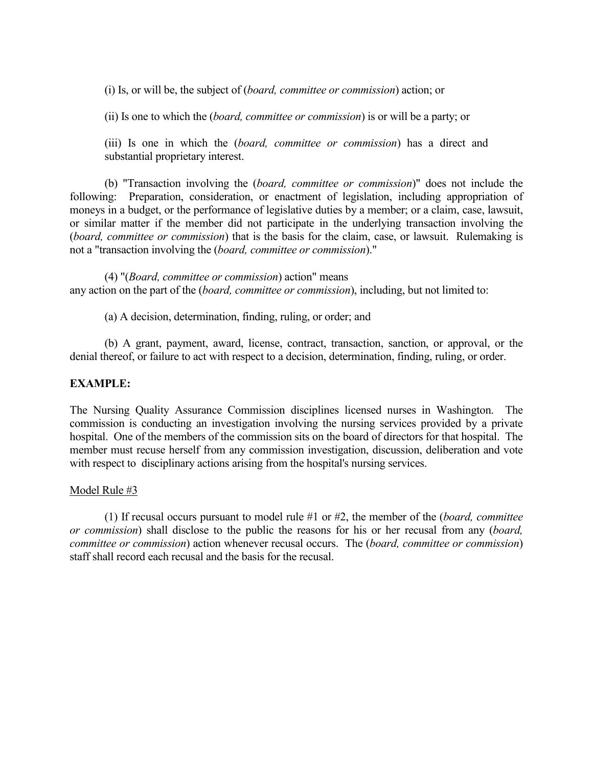(i) Is, or will be, the subject of (*board, committee or commission*) action; or

(ii) Is one to which the (*board, committee or commission*) is or will be a party; or

(iii) Is one in which the (*board, committee or commission*) has a direct and substantial proprietary interest.

(b) "Transaction involving the (*board, committee or commission*)" does not include the following: Preparation, consideration, or enactment of legislation, including appropriation of moneys in a budget, or the performance of legislative duties by a member; or a claim, case, lawsuit, or similar matter if the member did not participate in the underlying transaction involving the (*board, committee or commission*) that is the basis for the claim, case, or lawsuit. Rulemaking is not a "transaction involving the (*board, committee or commission*)."

(4) "(*Board, committee or commission*) action" means any action on the part of the (*board, committee or commission*), including, but not limited to:

(a) A decision, determination, finding, ruling, or order; and

(b) A grant, payment, award, license, contract, transaction, sanction, or approval, or the denial thereof, or failure to act with respect to a decision, determination, finding, ruling, or order.

**EXAMPLE:**

The Nursing Quality Assurance Commission disciplines licensed nurses in Washington. The commission is conducting an investigation involving the nursing services provided by a private hospital. One of the members of the commission sits on the board of directors for that hospital. The member must recuse herself from any commission investigation, discussion, deliberation and vote with respect to disciplinary actions arising from the hospital's nursing services.

<u>Model Rule #3</u>

(1) If recusal occurs pursuant to model rule #1 or #2, the member of the (*board, committee or commission*) shall disclose to the public the reasons for his or her recusal from any (*board, committee or commission*) action whenever recusal occurs. The (*board, committee or commission*) staff shall record each recusal and the basis for the recusal.